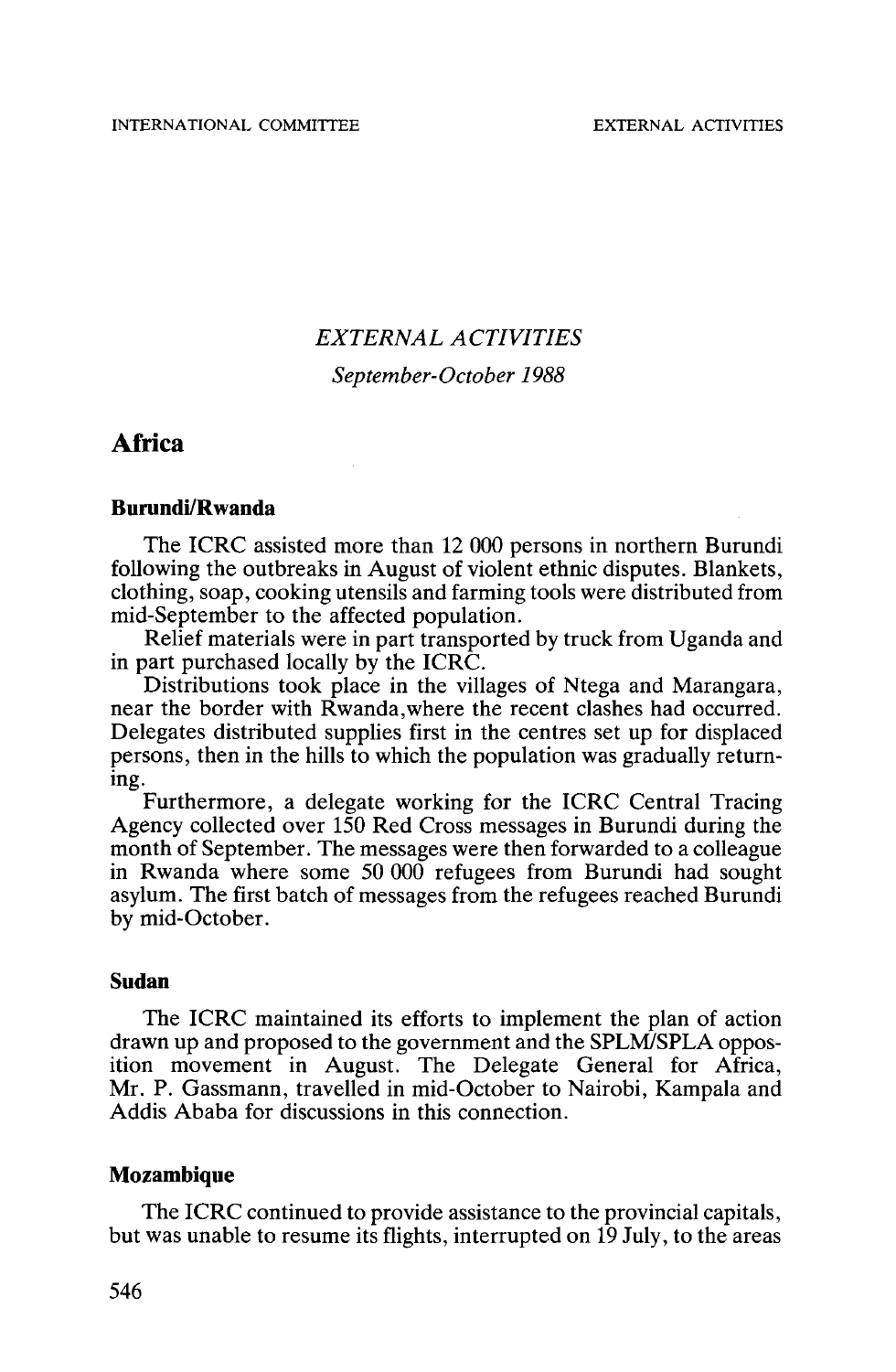# *EXTERNAL ACTIVITIES*

*September-October 1988*

## Africa

### Burundi/Rwanda

The ICRC assisted more than 12 000 persons in northern Burundi following the outbreaks in August of violent ethnic disputes. Blankets, clothing, soap, cooking utensils and farming tools were distributed from mid-September to the affected population.

Relief materials were in part transported by truck from Uganda and in part purchased locally by the ICRC.

Distributions took place in the villages of Ntega and Marangara, near the border with Rwanda,where the recent clashes had occurred. Delegates distributed supplies first in the centres set up for displaced persons, then in the hills to which the population was gradually returning.

Furthermore, a delegate working for the ICRC Central Tracing Agency collected over 150 Red Cross messages in Burundi during the month of September. The messages were then forwarded to a colleague in Rwanda where some 50 000 refugees from Burundi had sought asylum. The first batch of messages from the refugees reached Burundi by mid-October.

### Sudan

The ICRC maintained its efforts to implement the plan of action drawn up and proposed to the government and the SPLM/SPLA opposition movement in August. The Delegate General for Africa, Mr. P. Gassmann, travelled in mid-October to Nairobi, Kampala and Addis Ababa for discussions in this connection.

### Mozambique

The ICRC continued to provide assistance to the provincial capitals, but was unable to resume its flights, interrupted on 19 July, to the areas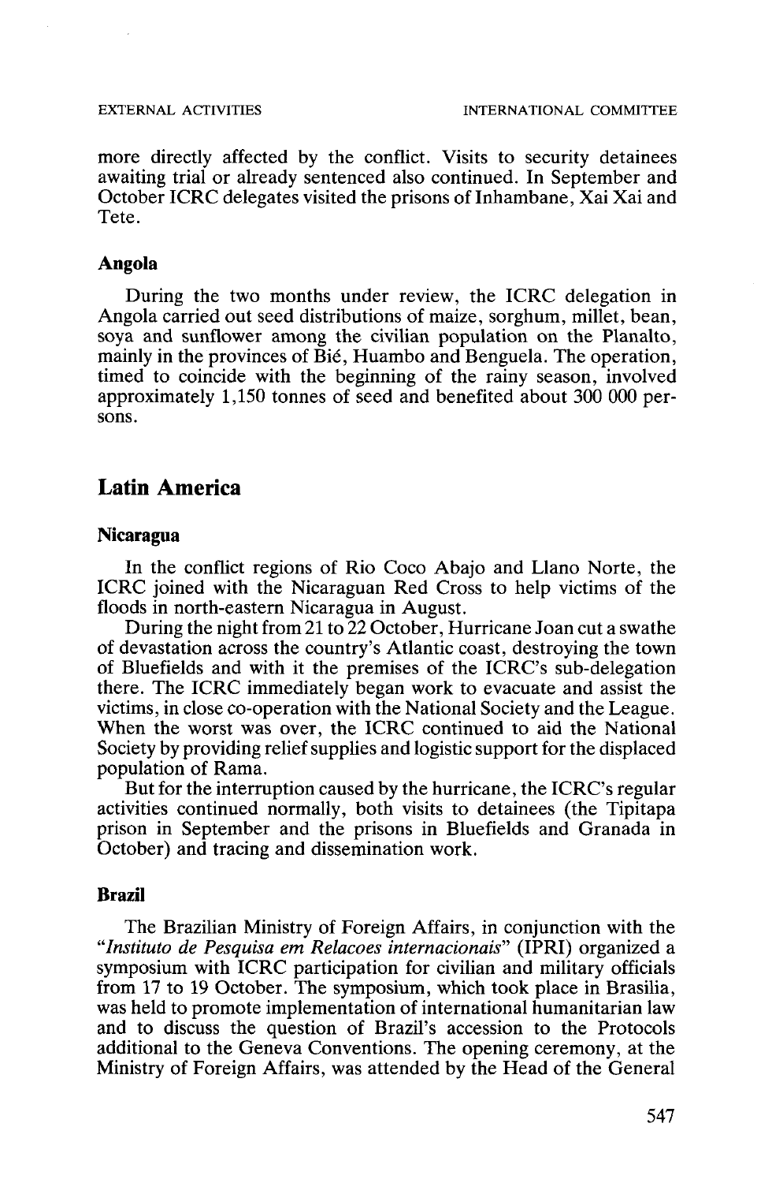more directly affected by the conflict. Visits to security detainees awaiting trial or already sentenced also continued. In September and October ICRC delegates visited the prisons of Inhambane, Xai Xai and Tete.

### Angola

During the two months under review, the ICRC delegation in Angola carried out seed distributions of maize, sorghum, millet, bean, soya and sunflower among the civilian population on the Planalto, mainly in the provinces of Bié, Huambo and Benguela. The operation, timed to coincide with the beginning of the rainy season, involved approximately 1,150 tonnes of seed and benefited about 300 000 persons.

## Latin America

### Nicaragua

In the conflict regions of Rio Coco Abajo and Llano Norte, the ICRC joined with the Nicaraguan Red Cross to help victims of the floods in north-eastern Nicaragua in August.

During the night from 21 to 22 October, Hurricane Joan cut a swathe of devastation across the country's Atlantic coast, destroying the town of Bluefields and with it the premises of the ICRC's sub-delegation there. The ICRC immediately began work to evacuate and assist the victims, in close co-operation with the National Society and the League. When the worst was over, the ICRC continued to aid the National Society by providing relief supplies and logistic support for the displaced population of Rama.

But for the interruption caused by the hurricane, the ICRC's regular activities continued normally, both visits to detainees (the Tipitapa prison in September and the prisons in Bluefields and Granada in October) and tracing and dissemination work.

### Brazil

The Brazilian Ministry of Foreign Affairs, in conjunction with the "*Instituto de Pesquisa em Relacoes internacionais*" (IPRI) organized a symposium with ICRC participation for civilian and military officials from 17 to 19 October. The symposium, which took place in Brasilia, was held to promote implementation of international humanitarian law and to discuss the question of Brazil's accession to the Protocols additional to the Geneva Conventions. The opening ceremony, at the Ministry of Foreign Affairs, was attended by the Head of the General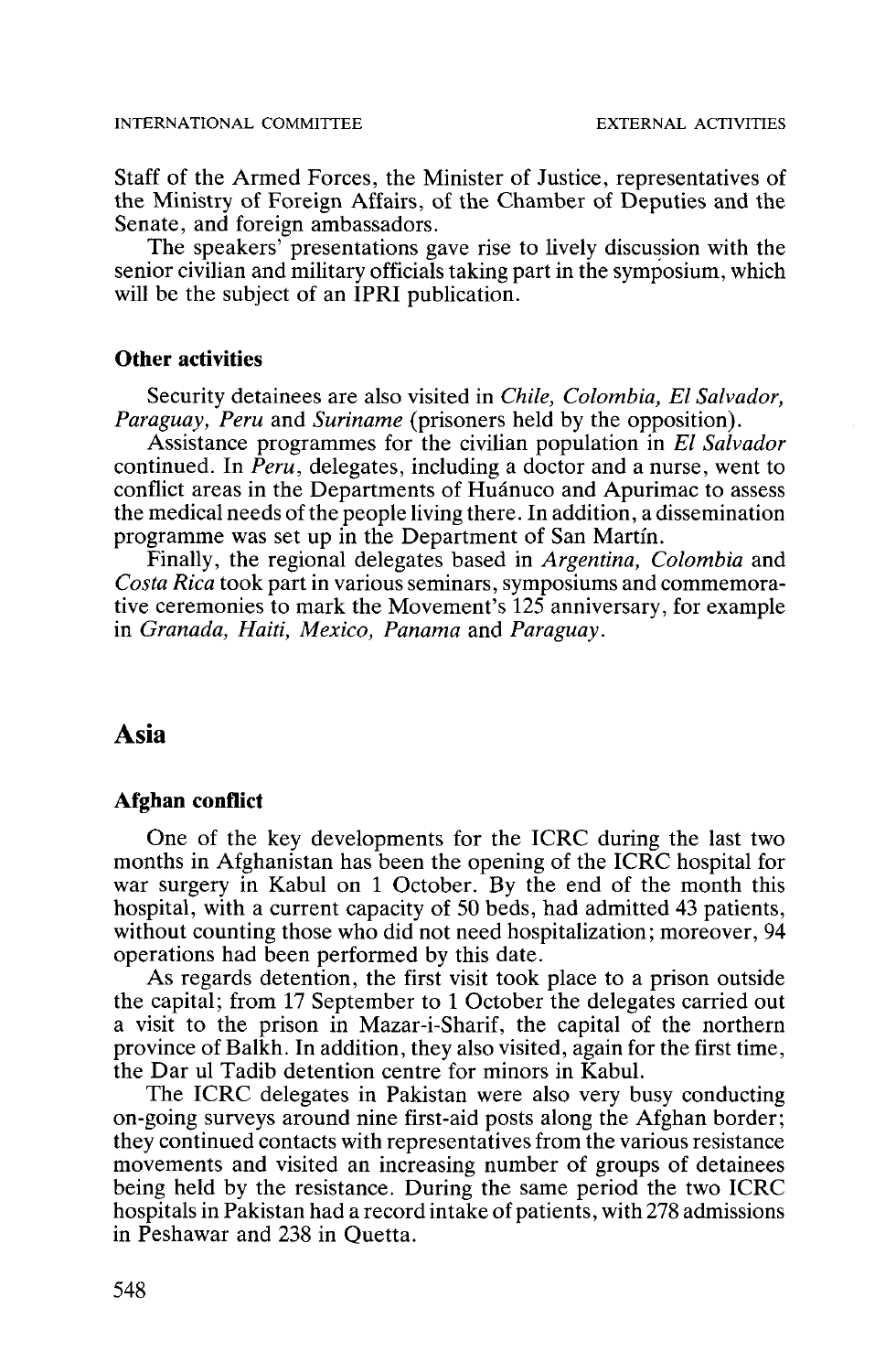Staff of the Armed Forces, the Minister of Justice, representatives of the Ministry of Foreign Affairs, of the Chamber of Deputies and the Senate, and foreign ambassadors.

The speakers' presentations gave rise to lively discussion with the senior civilian and military officials taking part in the symposium, which will be the subject of an IPRI publication.

### Other activities

Security detainees are also visited in *Chile, Colombia, El Salvador, Paraguay, Peru* and *Suriname* (prisoners held by the opposition).

Assistance programmes for the civilian population in *El Salvador* continued. In *Peru*, delegates, including a doctor and a nurse, went to conflict areas in the Departments of Huánuco and Apurimac to assess the medical needs of the people living there. In addition, a dissemination programme was set up in the Department of San Martín.

Finally, the regional delegates based in *Argentina, Colombia* and *Costa Rica* took part in various seminars, symposiums and commemorative ceremonies to mark the Movement's 125 anniversary, for example in *Granada, Haiti, Mexico, Panama* and *Paraguay*.

## Asia

### Afghan conflict

One of the key developments for the ICRC during the last two months in Afghanistan has been the opening of the ICRC hospital for war surgery in Kabul on 1 October. By the end of the month this hospital, with a current capacity of 50 beds, had admitted 43 patients, without counting those who did not need hospitalization; moreover, 94 operations had been performed by this date.

As regards detention, the first visit took place to a prison outside the capital; from 17 September to 1 October the delegates carried out a visit to the prison in Mazar-i-Sharif, the capital of the northern province of Balkh. In addition, they also visited, again for the first time, the Dar ul Tadib detention centre for minors in Kabul.

The ICRC delegates in Pakistan were also very busy conducting on-going surveys around nine first-aid posts along the Afghan border; they continued contacts with representatives from the various resistance movements and visited an increasing number of groups of detainees being held by the resistance. During the same period the two ICRC hospitals in Pakistan had a record intake of patients, with 278 admissions in Peshawar and 238 in Quetta.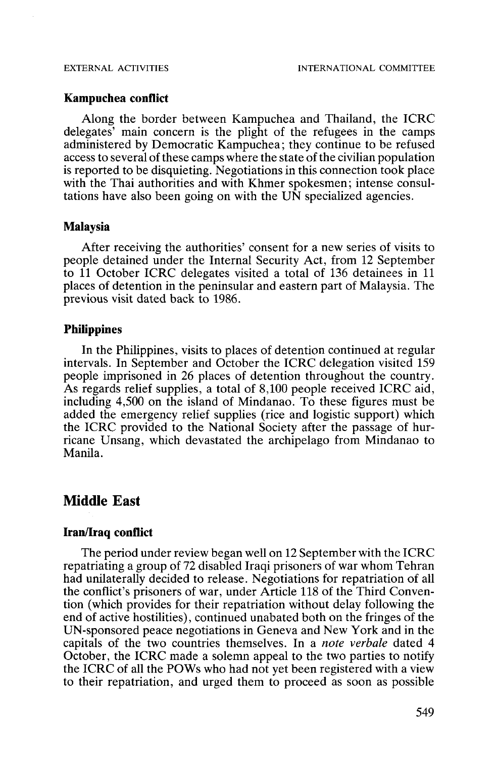### Kampuchea conflict

Along the border between Kampuchea and Thailand, the ICRC delegates' main concern is the plight of the refugees in the camps administered by Democratic Kampuchea; they continue to be refused access to several of these camps where the state of the civilian population is reported to be disquieting. Negotiations in this connection took place with the Thai authorities and with Khmer spokesmen; intense consultations have also been going on with the UN specialized agencies.

### Malaysia

After receiving the authorities' consent for a new series of visits to people detained under the Internal Security Act, from 12 September to 11 October ICRC delegates visited a total of 136 detainees in 11 places of detention in the peninsular and eastern part of Malaysia. The previous visit dated back to 1986.

### Philippines

In the Philippines, visits to places of detention continued at regular intervals. In September and October the ICRC delegation visited 159 people imprisoned in 26 places of detention throughout the country. As regards relief supplies, a total of 8,100 people received ICRC aid, including 4,500 on the island of Mindanao. To these figures must be added the emergency relief supplies (rice and logistic support) which the ICRC provided to the National Society after the passage of hurricane Unsang, which devastated the archipelago from Mindanao to Manila.

## Middle East

### Iran/Iraq conflict

The period under review began well on 12 September with the ICRC repatriating a group of 72 disabled Iraqi prisoners of war whom Tehran had unilaterally decided to release. Negotiations for repatriation of all the conflict's prisoners of war, under Article 118 of the Third Convention (which provides for their repatriation without delay following the end of active hostilities), continued unabated both on the fringes of the UN-sponsored peace negotiations in Geneva and New York and in the capitals of the two countries themselves. In a *note verbale* dated 4 October, the ICRC made a solemn appeal to the two parties to notify the ICRC of all the POWs who had not yet been registered with a view to their repatriation, and urged them to proceed as soon as possible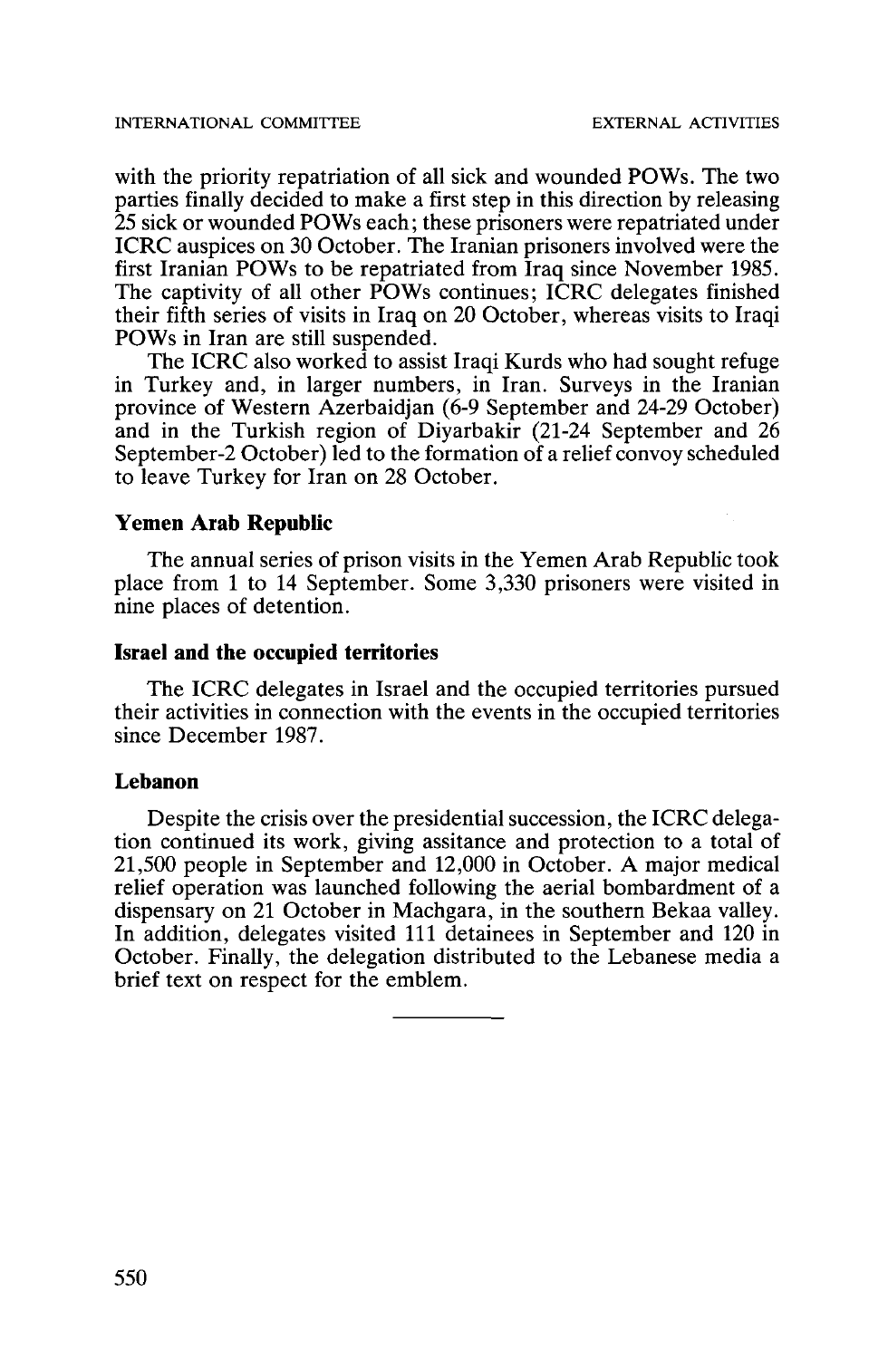with the priority repatriation of all sick and wounded POWs. The two parties finally decided to make a first step in this direction by releasing 25 sick or wounded POWs each; these prisoners were repatriated under ICRC auspices on 30 October. The Iranian prisoners involved were the first Iranian POWs to be repatriated from Iraq since November 1985. The captivity of all other POWs continues; ICRC delegates finished their fifth series of visits in Iraq on 20 October, whereas visits to Iraqi POWs in Iran are still suspended.

The ICRC also worked to assist Iraqi Kurds who had sought refuge in Turkey and, in larger numbers, in Iran. Surveys in the Iranian province of Western Azerbaidjan (6-9 September and 24-29 October) and in the Turkish region of Diyarbakir (21-24 September and 26 September-2 October) led to the formation of a relief convoy scheduled to leave Turkey for Iran on 28 October.

### Yemen Arab Republic

The annual series of prison visits in the Yemen Arab Republic took place from 1 to 14 September. Some 3,330 prisoners were visited in nine places of detention.

### Israel and the occupied territories

The ICRC delegates in Israel and the occupied territories pursued their activities in connection with the events in the occupied territories since December 1987.

### Lebanon

Despite the crisis over the presidential succession, the ICRC delegation continued its work, giving assitance and protection to a total of 21,500 people in September and 12,000 in October. A major medical relief operation was launched following the aerial bombardment of a dispensary on 21 October in Machgara, in the southern Bekaa valley. In addition, delegates visited 111 detainees in September and 120 in October. Finally, the delegation distributed to the Lebanese media a brief text on respect for the emblem.